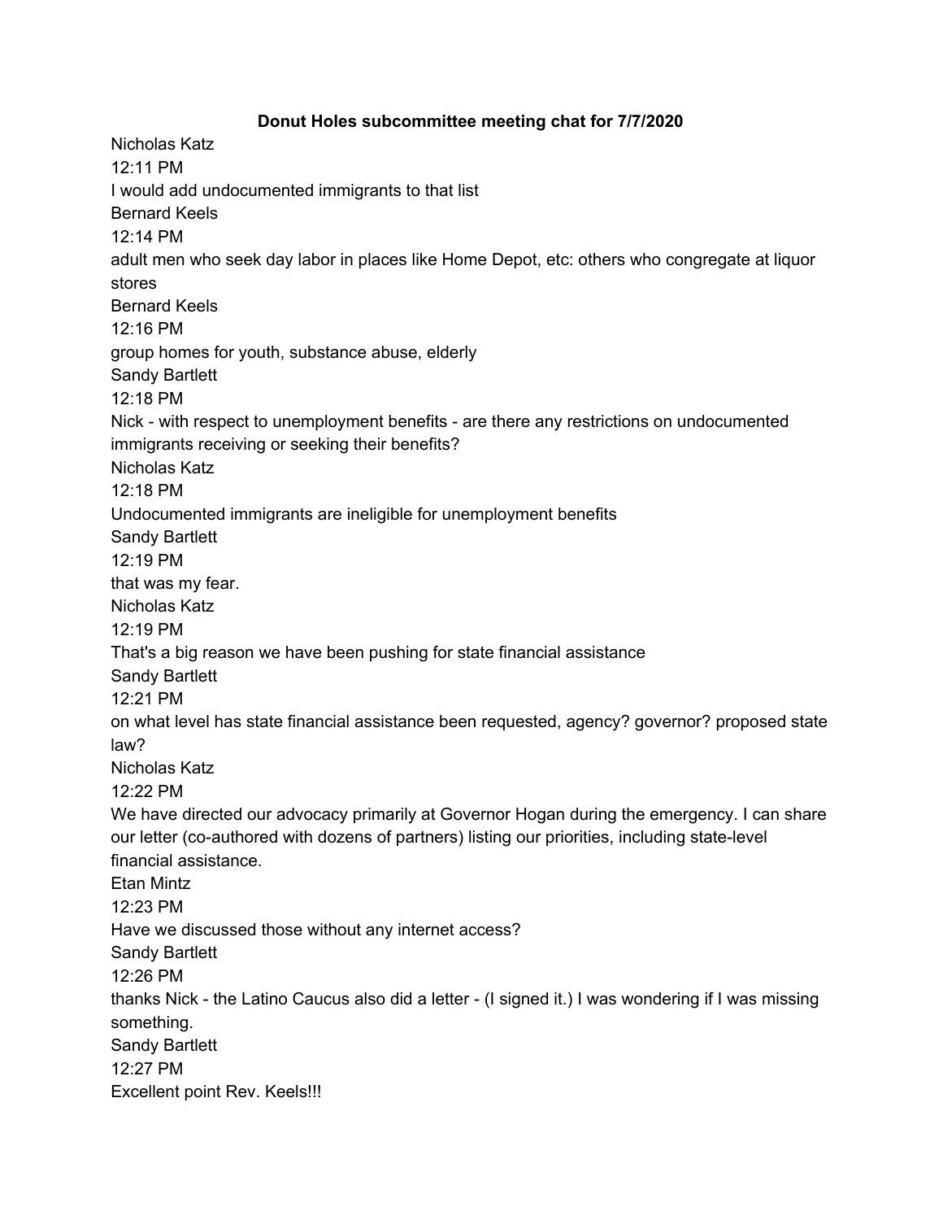**Donut Holes subcommittee meeting chat for 7/7/2020**

Nicholas Katz
12:11 PM
I would add undocumented immigrants to that list

Bernard Keels
12:14 PM
adult men who seek day labor in places like Home Depot, etc: others who congregate at liquor stores

Bernard Keels
12:16 PM
group homes for youth, substance abuse, elderly

Sandy Bartlett
12:18 PM
Nick - with respect to unemployment benefits - are there any restrictions on undocumented immigrants receiving or seeking their benefits?

Nicholas Katz
12:18 PM
Undocumented immigrants are ineligible for unemployment benefits

Sandy Bartlett
12:19 PM
that was my fear.

Nicholas Katz
12:19 PM
That's a big reason we have been pushing for state financial assistance

Sandy Bartlett
12:21 PM
on what level has state financial assistance been requested, agency? governor? proposed state law?

Nicholas Katz
12:22 PM
We have directed our advocacy primarily at Governor Hogan during the emergency. I can share our letter (co-authored with dozens of partners) listing our priorities, including state-level financial assistance.

Etan Mintz
12:23 PM
Have we discussed those without any internet access?

Sandy Bartlett
12:26 PM
thanks Nick - the Latino Caucus also did a letter - (I signed it.) I was wondering if I was missing something.

Sandy Bartlett
12:27 PM
Excellent point Rev. Keels!!!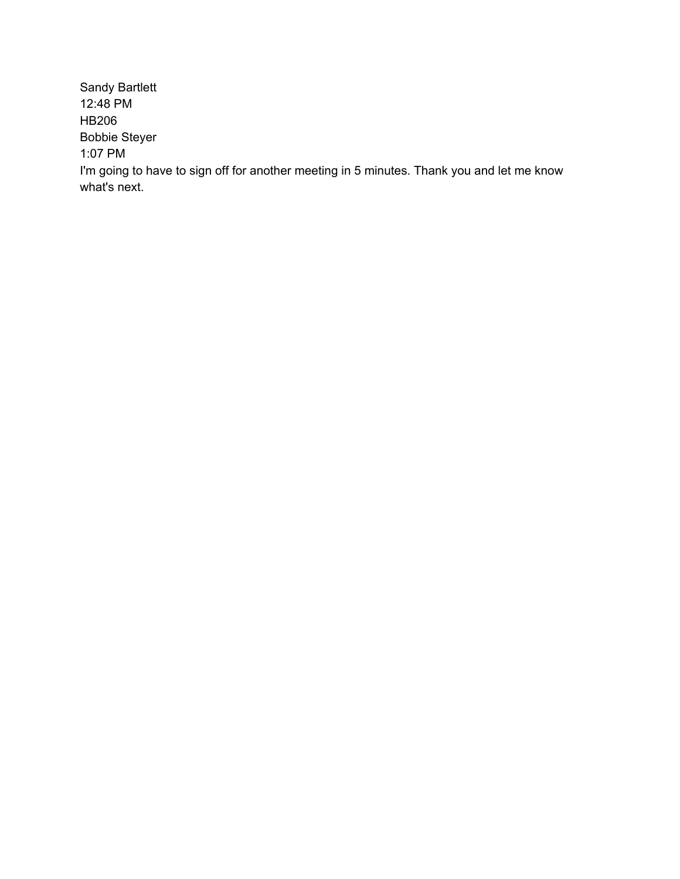Sandy Bartlett
12:48 PM
HB206
Bobbie Steyer
1:07 PM
I'm going to have to sign off for another meeting in 5 minutes. Thank you and let me know what's next.